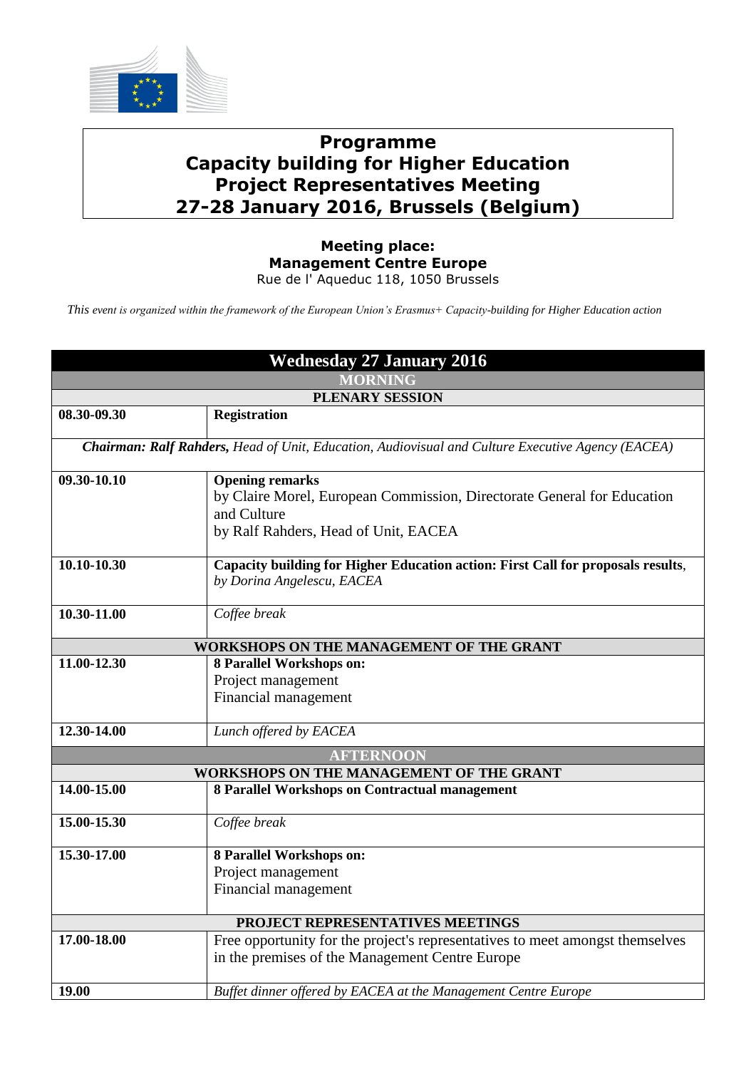# Programme
# Capacity building for Higher Education Project Representatives Meeting
# 27-28 January 2016, Brussels (Belgium)

**Meeting place:**
**Management Centre Europe**
Rue de l' Aqueduc 118, 1050 Brussels

*This event is organized within the framework of the European Union's Erasmus+ Capacity-building for Higher Education action*

| Wednesday 27 January 2016 | |
|---|---|
| **MORNING** | |
| **PLENARY SESSION** | |
| **08.30-09.30** | **Registration** |
| ***Chairman: Ralf Rahders,** Head of Unit, Education, Audiovisual and Culture Executive Agency (EACEA)* | |
| **09.30-10.10** | **Opening remarks**<br>by Claire Morel, European Commission, Directorate General for Education and Culture<br>by Ralf Rahders, Head of Unit, EACEA |
| **10.10-10.30** | **Capacity building for Higher Education action: First Call for proposals results**, *by Dorina Angelescu, EACEA* |
| **10.30-11.00** | *Coffee break* |
| **WORKSHOPS ON THE MANAGEMENT OF THE GRANT** | |
| **11.00-12.30** | **8 Parallel Workshops on:**<br>Project management<br>Financial management |
| **12.30-14.00** | *Lunch offered by EACEA* |
| **AFTERNOON** | |
| **WORKSHOPS ON THE MANAGEMENT OF THE GRANT** | |
| **14.00-15.00** | **8 Parallel Workshops on Contractual management** |
| **15.00-15.30** | *Coffee break* |
| **15.30-17.00** | **8 Parallel Workshops on:**<br>Project management<br>Financial management |
| **PROJECT REPRESENTATIVES MEETINGS** | |
| **17.00-18.00** | Free opportunity for the project's representatives to meet amongst themselves in the premises of the Management Centre Europe |
| **19.00** | *Buffet dinner offered by EACEA at the Management Centre Europe* |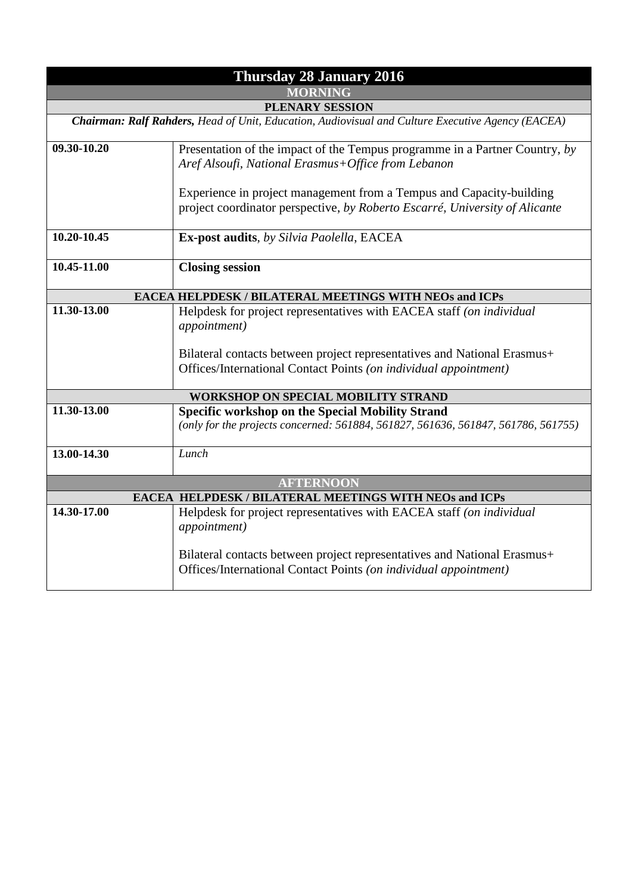| Thursday 28 January 2016 | |
|---|---|
| **MORNING** | |
| **PLENARY SESSION** | |
| ***Chairman: Ralf Rahders,*** *Head of Unit, Education, Audiovisual and Culture Executive Agency (EACEA)* | |
| **09.30-10.20** | Presentation of the impact of the Tempus programme in a Partner Country, *by Aref Alsoufi, National Erasmus+Office from Lebanon*<br><br>Experience in project management from a Tempus and Capacity-building project coordinator perspective, *by Roberto Escarré, University of Alicante* |
| **10.20-10.45** | **Ex-post audits**, *by Silvia Paolella*, EACEA |
| **10.45-11.00** | **Closing session** |
| **EACEA HELPDESK / BILATERAL MEETINGS WITH NEOs and ICPs** | |
| **11.30-13.00** | Helpdesk for project representatives with EACEA staff *(on individual appointment)*<br><br>Bilateral contacts between project representatives and National Erasmus+ Offices/International Contact Points *(on individual appointment)* |
| **WORKSHOP ON SPECIAL MOBILITY STRAND** | |
| **11.30-13.00** | **Specific workshop on the Special Mobility Strand**<br>*(only for the projects concerned: 561884, 561827, 561636, 561847, 561786, 561755)* |
| **13.00-14.30** | *Lunch* |
| **AFTERNOON** | |
| **EACEA HELPDESK / BILATERAL MEETINGS WITH NEOs and ICPs** | |
| **14.30-17.00** | Helpdesk for project representatives with EACEA staff *(on individual appointment)*<br><br>Bilateral contacts between project representatives and National Erasmus+ Offices/International Contact Points *(on individual appointment)* |